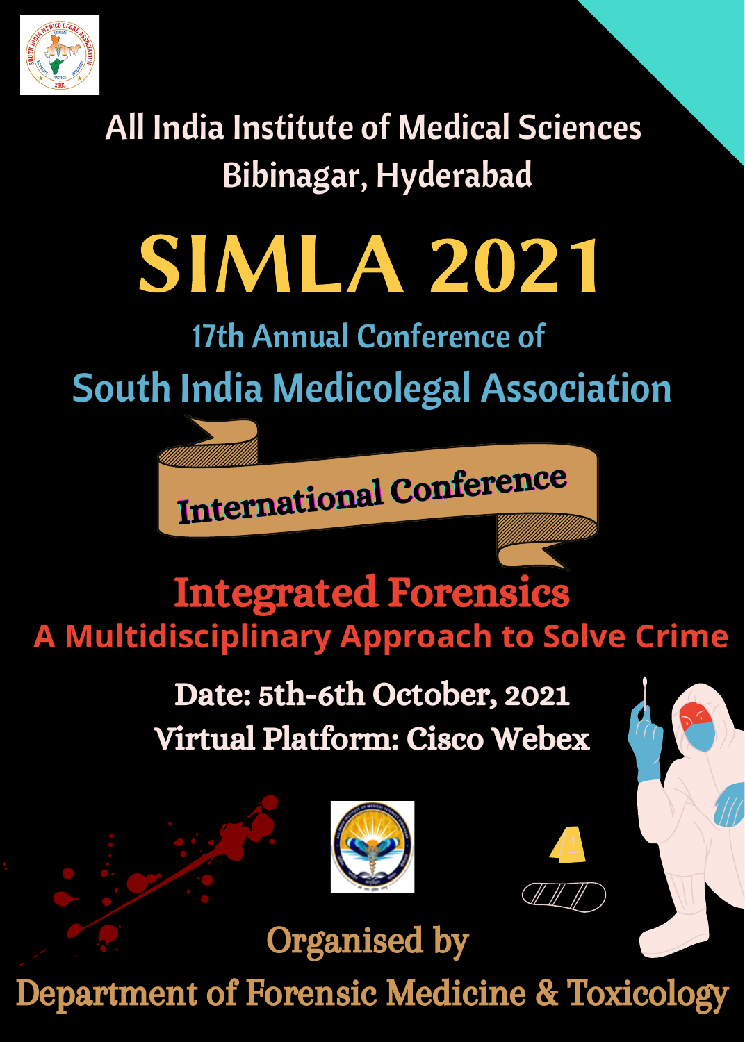All India Institute of Medical Sciences
Bibinagar, Hyderabad

# SIMLA 2021

## 17th Annual Conference of
## South India Medicolegal Association

**International Conference**

## Integrated Forensics
### A Multidisciplinary Approach to Solve Crime

**Date: 5th-6th October, 2021**
**Virtual Platform: Cisco Webex**

Organised by
**Department of Forensic Medicine & Toxicology**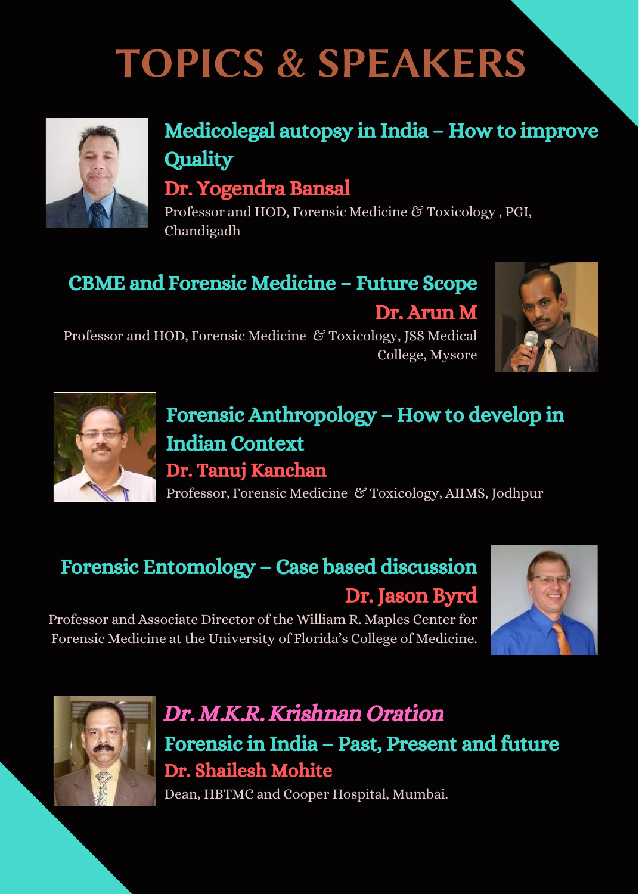# TOPICS & SPEAKERS

## Medicolegal autopsy in India – How to improve Quality

**Dr. Yogendra Bansal**

Professor and HOD, Forensic Medicine & Toxicology , PGI, Chandigadh

## CBME and Forensic Medicine – Future Scope

**Dr. Arun M**

Professor and HOD, Forensic Medicine & Toxicology, JSS Medical College, Mysore

## Forensic Anthropology – How to develop in Indian Context

**Dr. Tanuj Kanchan**

Professor, Forensic Medicine & Toxicology, AIIMS, Jodhpur

## Forensic Entomology – Case based discussion

**Dr. Jason Byrd**

Professor and Associate Director of the William R. Maples Center for Forensic Medicine at the University of Florida's College of Medicine.

## *Dr. M.K.R. Krishnan Oration*

## Forensic in India – Past, Present and future

**Dr. Shailesh Mohite**

Dean, HBTMC and Cooper Hospital, Mumbai.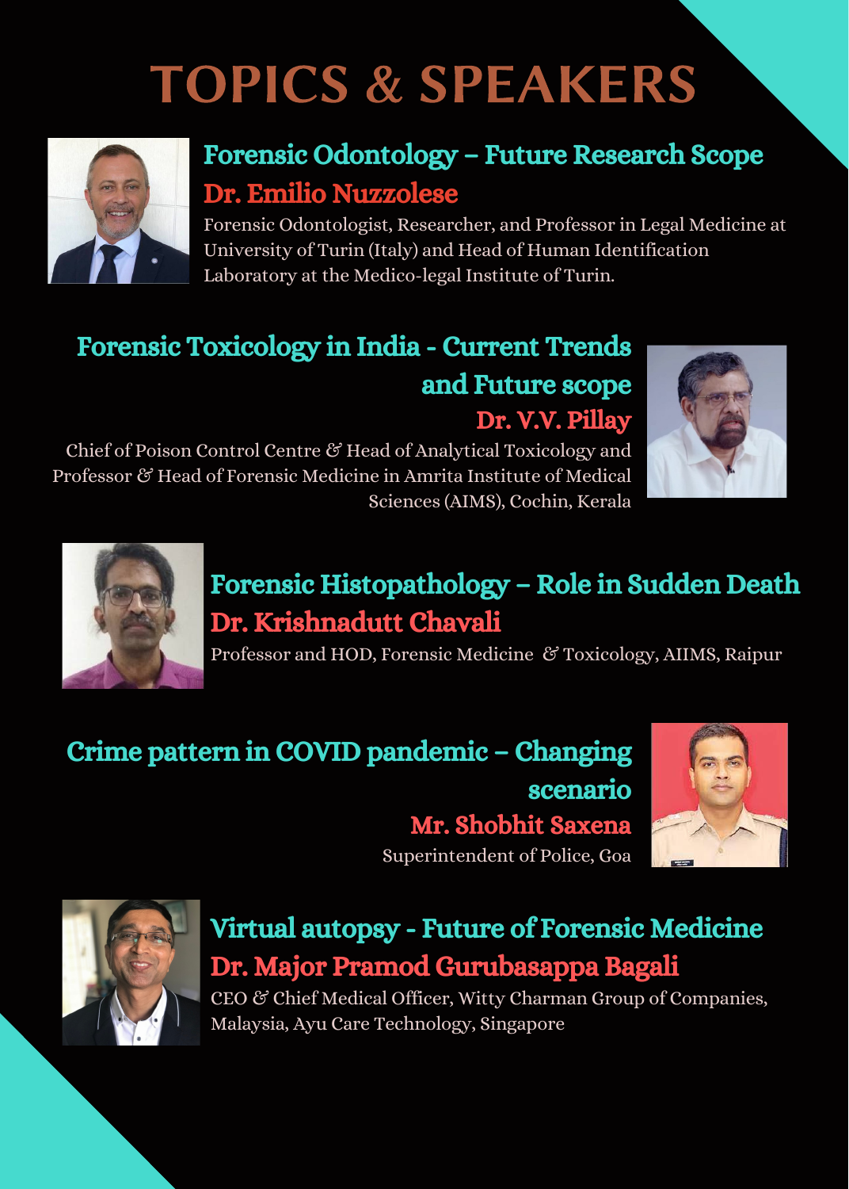# TOPICS & SPEAKERS

## Forensic Odontology – Future Research Scope

### Dr. Emilio Nuzzolese

Forensic Odontologist, Researcher, and Professor in Legal Medicine at University of Turin (Italy) and Head of Human Identification Laboratory at the Medico-legal Institute of Turin.

## Forensic Toxicology in India - Current Trends and Future scope

### Dr. V.V. Pillay

Chief of Poison Control Centre & Head of Analytical Toxicology and Professor & Head of Forensic Medicine in Amrita Institute of Medical Sciences (AIMS), Cochin, Kerala

## Forensic Histopathology – Role in Sudden Death

### Dr. Krishnadutt Chavali

Professor and HOD, Forensic Medicine & Toxicology, AIIMS, Raipur

## Crime pattern in COVID pandemic – Changing scenario

### Mr. Shobhit Saxena

Superintendent of Police, Goa

## Virtual autopsy - Future of Forensic Medicine

### Dr. Major Pramod Gurubasappa Bagali

CEO & Chief Medical Officer, Witty Charman Group of Companies, Malaysia, Ayu Care Technology, Singapore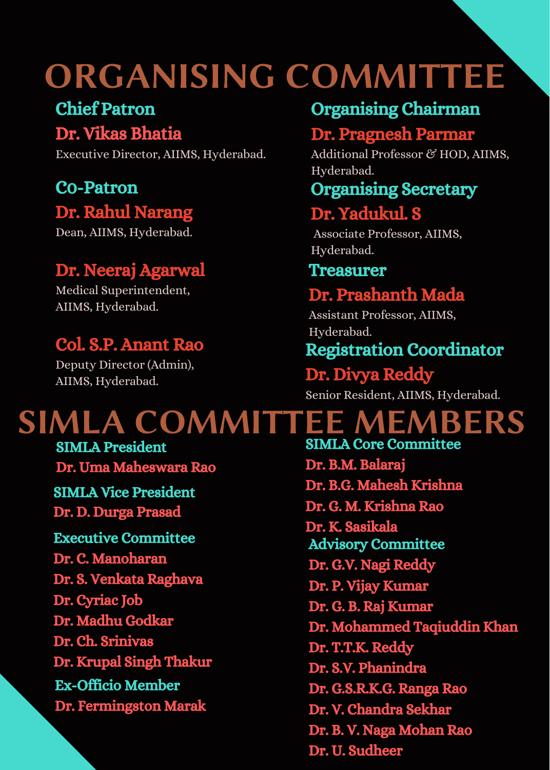# ORGANISING COMMITTEE

### Chief Patron

**Dr. Vikas Bhatia**
Executive Director, AIIMS, Hyderabad.

### Co-Patron

**Dr. Rahul Narang**
Dean, AIIMS, Hyderabad.

**Dr. Neeraj Agarwal**
Medical Superintendent, AIIMS, Hyderabad.

**Col. S.P. Anant Rao**
Deputy Director (Admin), AIIMS, Hyderabad.

### Organising Chairman

**Dr. Pragnesh Parmar**
Additional Professor & HOD, AIIMS, Hyderabad.

### Organising Secretary

**Dr. Yadukul. S**
Associate Professor, AIIMS, Hyderabad.

### Treasurer

**Dr. Prashanth Mada**
Assistant Professor, AIIMS, Hyderabad.

### Registration Coordinator

**Dr. Divya Reddy**
Senior Resident, AIIMS, Hyderabad.

# SIMLA COMMITTEE MEMBERS

### SIMLA President

Dr. Uma Maheswara Rao

### SIMLA Vice President

Dr. D. Durga Prasad

### Executive Committee

- Dr. C. Manoharan
- Dr. S. Venkata Raghava
- Dr. Cyriac Job
- Dr. Madhu Godkar
- Dr. Ch. Srinivas
- Dr. Krupal Singh Thakur

### Ex-Officio Member

Dr. Fermingston Marak

### SIMLA Core Committee

- Dr. B.M. Balaraj
- Dr. B.G. Mahesh Krishna
- Dr. G. M. Krishna Rao
- Dr. K. Sasikala

### Advisory Committee

- Dr. G.V. Nagi Reddy
- Dr. P. Vijay Kumar
- Dr. G. B. Raj Kumar
- Dr. Mohammed Taqiuddin Khan
- Dr. T.T.K. Reddy
- Dr. S.V. Phanindra
- Dr. G.S.R.K.G. Ranga Rao
- Dr. V. Chandra Sekhar
- Dr. B. V. Naga Mohan Rao
- Dr. U. Sudheer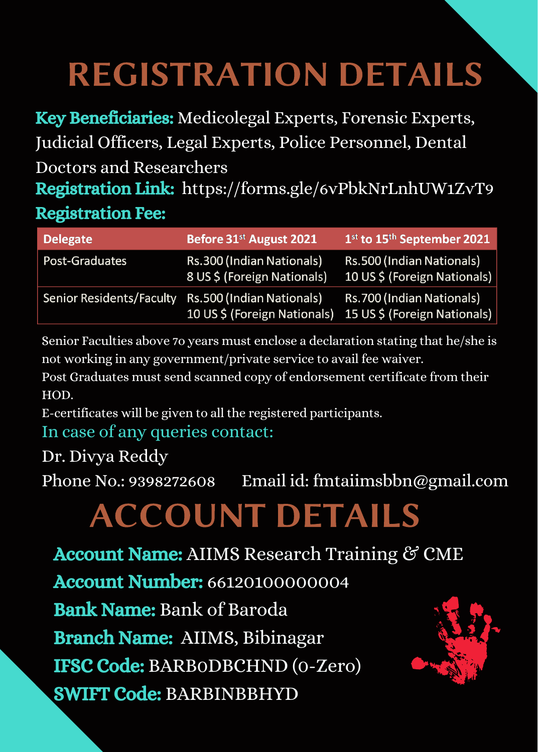# REGISTRATION DETAILS

**Key Beneficiaries:** Medicolegal Experts, Forensic Experts, Judicial Officers, Legal Experts, Police Personnel, Dental Doctors and Researchers

**Registration Link:** https://forms.gle/6vPbkNrLnhUW1ZvT9

**Registration Fee:**

| Delegate | Before 31st August 2021 | 1st to 15th September 2021 |
|---|---|---|
| Post-Graduates | Rs.300 (Indian Nationals)<br>8 US $ (Foreign Nationals) | Rs.500 (Indian Nationals)<br>10 US $ (Foreign Nationals) |
| Senior Residents/Faculty | Rs.500 (Indian Nationals)<br>10 US $ (Foreign Nationals) | Rs.700 (Indian Nationals)<br>15 US $ (Foreign Nationals) |

Senior Faculties above 70 years must enclose a declaration stating that he/she is not working in any government/private service to avail fee waiver.
Post Graduates must send scanned copy of endorsement certificate from their HOD.
E-certificates will be given to all the registered participants.

In case of any queries contact:

Dr. Divya Reddy

Phone No.: 9398272608 Email id: fmtaiimsbbn@gmail.com

# ACCOUNT DETAILS

**Account Name:** AIIMS Research Training & CME

**Account Number:** 66120100000004

**Bank Name:** Bank of Baroda

**Branch Name:** AIIMS, Bibinagar

**IFSC Code:** BARB0DBCHND (0-Zero)

**SWIFT Code:** BARBINBBHYD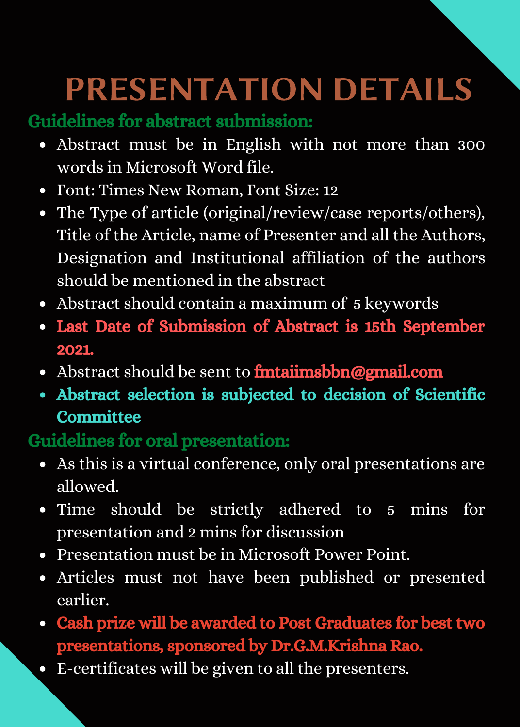# PRESENTATION DETAILS

**Guidelines for abstract submission:**

- Abstract must be in English with not more than 300 words in Microsoft Word file.
- Font: Times New Roman, Font Size: 12
- The Type of article (original/review/case reports/others), Title of the Article, name of Presenter and all the Authors, Designation and Institutional affiliation of the authors should be mentioned in the abstract
- Abstract should contain a maximum of 5 keywords
- **Last Date of Submission of Abstract is 15th September 2021.**
- Abstract should be sent to **fmtaiimsbbn@gmail.com**
- **Abstract selection is subjected to decision of Scientific Committee**

**Guidelines for oral presentation:**

- As this is a virtual conference, only oral presentations are allowed.
- Time should be strictly adhered to 5 mins for presentation and 2 mins for discussion
- Presentation must be in Microsoft Power Point.
- Articles must not have been published or presented earlier.
- **Cash prize will be awarded to Post Graduates for best two presentations, sponsored by Dr.G.M.Krishna Rao.**
- E-certificates will be given to all the presenters.